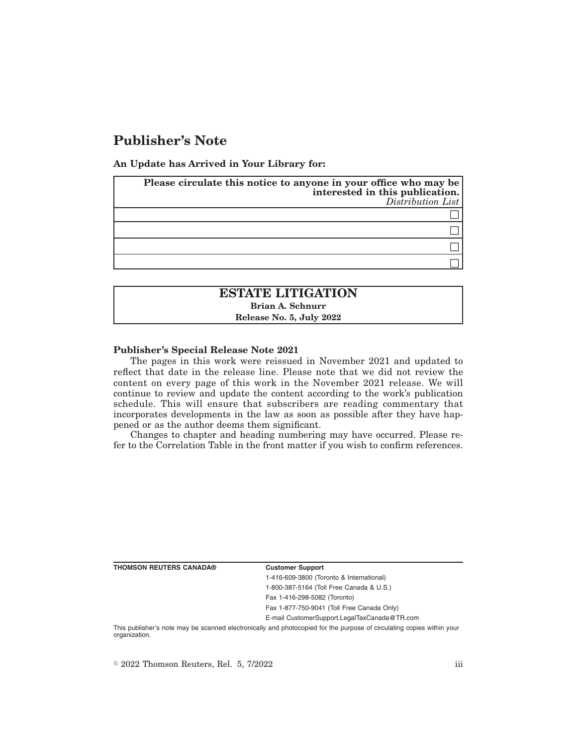# Publisher's Note

**An Update has Arrived in Your Library for:**

| **Please circulate this notice to anyone in your office who may be interested in this publication.** *Distribution List* |
| --- |
| ☐ |
| ☐ |
| ☐ |
| ☐ |

| **ESTATE LITIGATION** |
| --- |
| **Brian A. Schnurr** |
| **Release No. 5, July 2022** |

**Publisher's Special Release Note 2021**

The pages in this work were reissued in November 2021 and updated to reflect that date in the release line. Please note that we did not review the content on every page of this work in the November 2021 release. We will continue to review and update the content according to the work's publication schedule. This will ensure that subscribers are reading commentary that incorporates developments in the law as soon as possible after they have happened or as the author deems them significant.

Changes to chapter and heading numbering may have occurred. Please refer to the Correlation Table in the front matter if you wish to confirm references.

| **THOMSON REUTERS CANADA®** | **Customer Support** |
| --- | --- |
| | 1-416-609-3800 (Toronto & International) |
| | 1-800-387-5164 (Toll Free Canada & U.S.) |
| | Fax 1-416-298-5082 (Toronto) |
| | Fax 1-877-750-9041 (Toll Free Canada Only) |
| | E-mail CustomerSupport.LegalTaxCanada@TR.com |

This publisher's note may be scanned electronically and photocopied for the purpose of circulating copies within your organization.

© 2022 Thomson Reuters, Rel. 5, 7/2022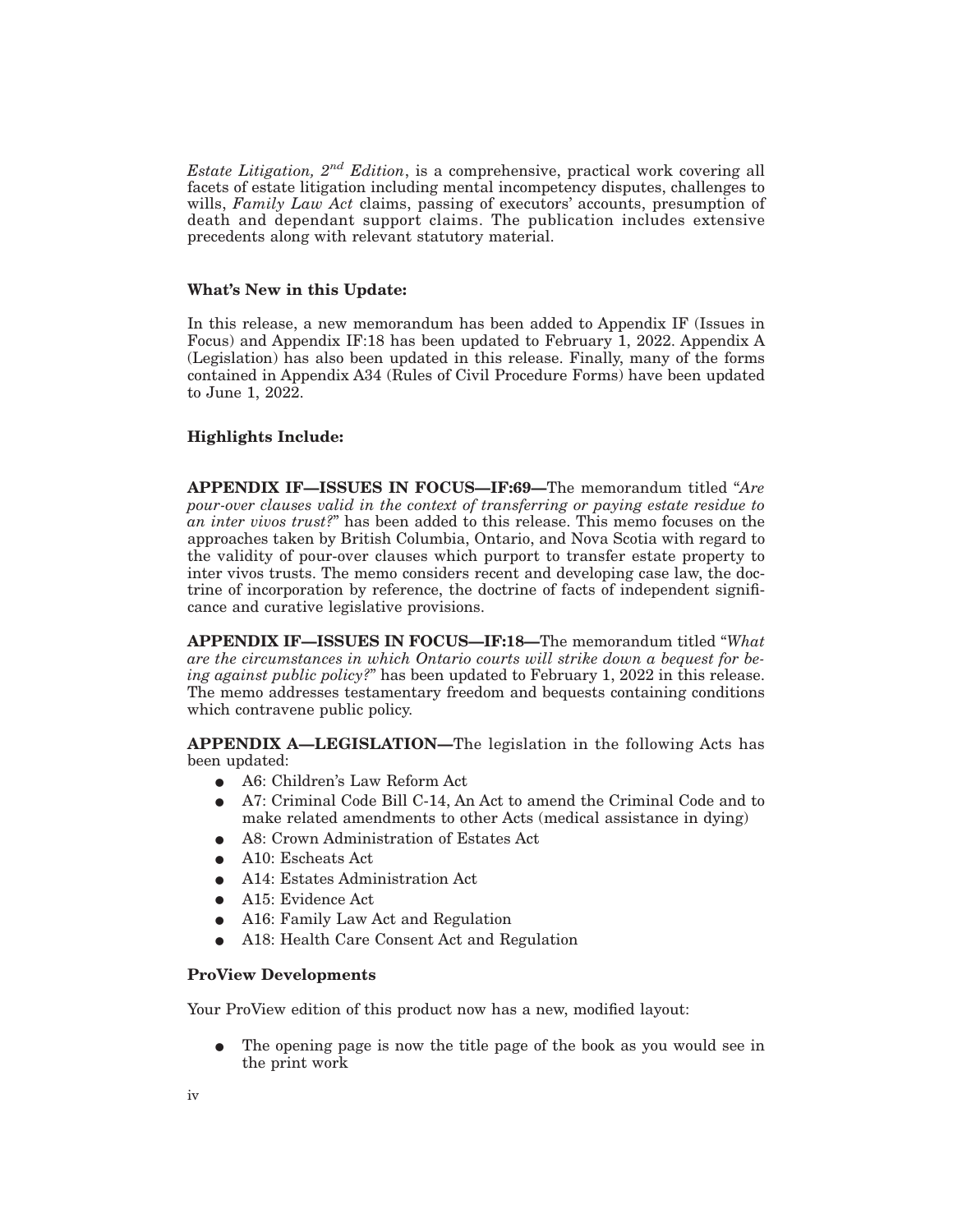*Estate Litigation, 2nd Edition*, is a comprehensive, practical work covering all facets of estate litigation including mental incompetency disputes, challenges to wills, *Family Law Act* claims, passing of executors' accounts, presumption of death and dependant support claims. The publication includes extensive precedents along with relevant statutory material.

### What's New in this Update:

In this release, a new memorandum has been added to Appendix IF (Issues in Focus) and Appendix IF:18 has been updated to February 1, 2022. Appendix A (Legislation) has also been updated in this release. Finally, many of the forms contained in Appendix A34 (Rules of Civil Procedure Forms) have been updated to June 1, 2022.

### Highlights Include:

**APPENDIX IF—ISSUES IN FOCUS—IF:69—**The memorandum titled "*Are pour-over clauses valid in the context of transferring or paying estate residue to an inter vivos trust?*" has been added to this release. This memo focuses on the approaches taken by British Columbia, Ontario, and Nova Scotia with regard to the validity of pour-over clauses which purport to transfer estate property to inter vivos trusts. The memo considers recent and developing case law, the doctrine of incorporation by reference, the doctrine of facts of independent significance and curative legislative provisions.

**APPENDIX IF—ISSUES IN FOCUS—IF:18—**The memorandum titled "*What are the circumstances in which Ontario courts will strike down a bequest for being against public policy?*" has been updated to February 1, 2022 in this release. The memo addresses testamentary freedom and bequests containing conditions which contravene public policy.

**APPENDIX A—LEGISLATION—**The legislation in the following Acts has been updated:

- A6: Children's Law Reform Act
- A7: Criminal Code Bill C-14, An Act to amend the Criminal Code and to make related amendments to other Acts (medical assistance in dying)
- A8: Crown Administration of Estates Act
- A10: Escheats Act
- A14: Estates Administration Act
- A15: Evidence Act
- A16: Family Law Act and Regulation
- A18: Health Care Consent Act and Regulation

### ProView Developments

Your ProView edition of this product now has a new, modified layout:

- The opening page is now the title page of the book as you would see in the print work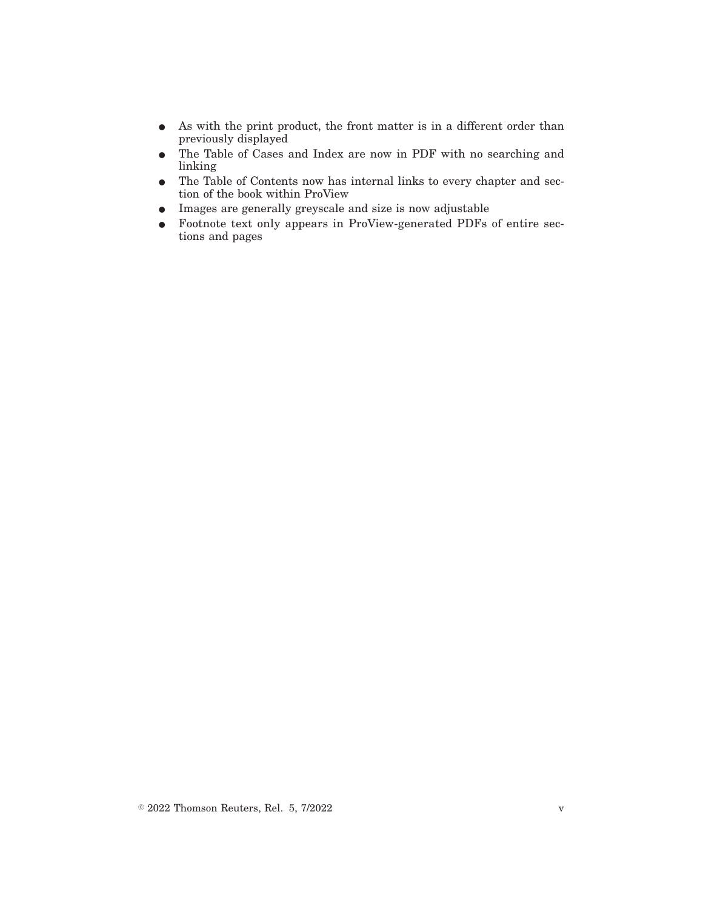- As with the print product, the front matter is in a different order than previously displayed
- The Table of Cases and Index are now in PDF with no searching and linking
- The Table of Contents now has internal links to every chapter and section of the book within ProView
- Images are generally greyscale and size is now adjustable
- Footnote text only appears in ProView-generated PDFs of entire sections and pages